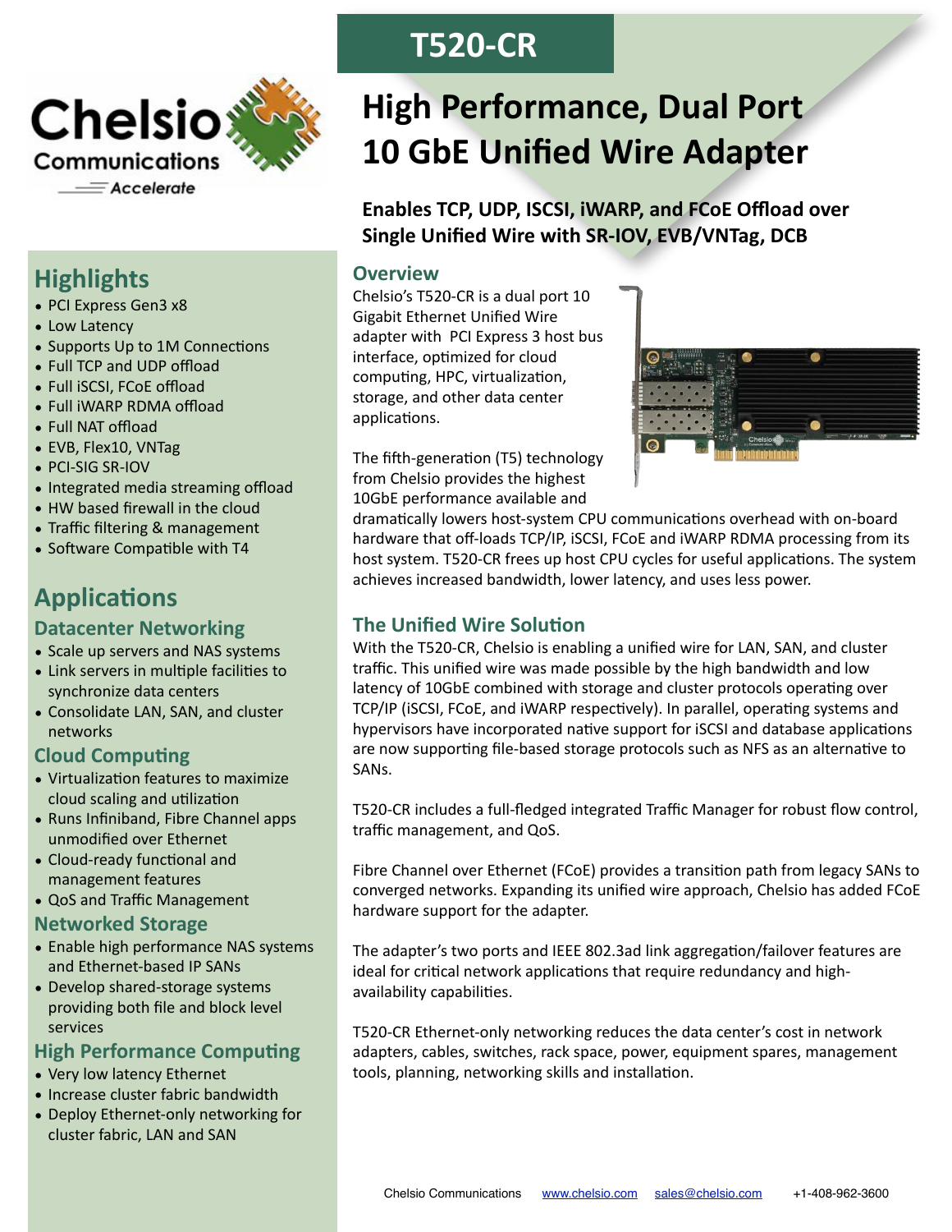# T520-CR

## High Performance, Dual Port 10 GbE Unified Wire Adapter

**Enables TCP, UDP, ISCSI, iWARP, and FCoE Offload over Single Unified Wire with SR-IOV, EVB/VNTag, DCB**

## Highlights

- PCI Express Gen3 x8
- Low Latency
- Supports Up to 1M Connections
- Full TCP and UDP offload
- Full iSCSI, FCoE offload
- Full iWARP RDMA offload
- Full NAT offload
- EVB, Flex10, VNTag
- PCI-SIG SR-IOV
- Integrated media streaming offload
- HW based firewall in the cloud
- Traffic filtering & management
- Software Compatible with T4

## Applications

### Datacenter Networking

- Scale up servers and NAS systems
- Link servers in multiple facilities to synchronize data centers
- Consolidate LAN, SAN, and cluster networks

### Cloud Computing

- Virtualization features to maximize cloud scaling and utilization
- Runs Infiniband, Fibre Channel apps unmodified over Ethernet
- Cloud-ready functional and management features
- QoS and Traffic Management

### Networked Storage

- Enable high performance NAS systems and Ethernet-based IP SANs
- Develop shared-storage systems providing both file and block level services

### High Performance Computing

- Very low latency Ethernet
- Increase cluster fabric bandwidth
- Deploy Ethernet-only networking for cluster fabric, LAN and SAN

## Overview

Chelsio's T520-CR is a dual port 10 Gigabit Ethernet Unified Wire adapter with PCI Express 3 host bus interface, optimized for cloud computing, HPC, virtualization, storage, and other data center applications.

The fifth-generation (T5) technology from Chelsio provides the highest 10GbE performance available and dramatically lowers host-system CPU communications overhead with on-board hardware that off-loads TCP/IP, iSCSI, FCoE and iWARP RDMA processing from its host system. T520-CR frees up host CPU cycles for useful applications. The system achieves increased bandwidth, lower latency, and uses less power.

## The Unified Wire Solution

With the T520-CR, Chelsio is enabling a unified wire for LAN, SAN, and cluster traffic. This unified wire was made possible by the high bandwidth and low latency of 10GbE combined with storage and cluster protocols operating over TCP/IP (iSCSI, FCoE, and iWARP respectively). In parallel, operating systems and hypervisors have incorporated native support for iSCSI and database applications are now supporting file-based storage protocols such as NFS as an alternative to SANs.

T520-CR includes a full-fledged integrated Traffic Manager for robust flow control, traffic management, and QoS.

Fibre Channel over Ethernet (FCoE) provides a transition path from legacy SANs to converged networks. Expanding its unified wire approach, Chelsio has added FCoE hardware support for the adapter.

The adapter's two ports and IEEE 802.3ad link aggregation/failover features are ideal for critical network applications that require redundancy and high-availability capabilities.

T520-CR Ethernet-only networking reduces the data center's cost in network adapters, cables, switches, rack space, power, equipment spares, management tools, planning, networking skills and installation.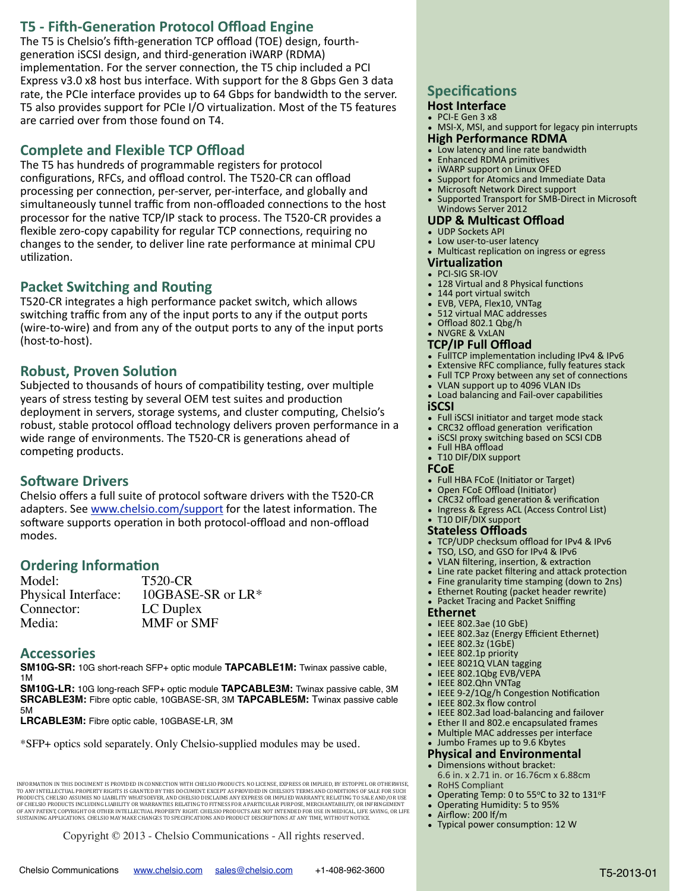## T5 - Fifth-Generation Protocol Offload Engine

The T5 is Chelsio's fifth-generation TCP offload (TOE) design, fourth-generation iSCSI design, and third-generation iWARP (RDMA) implementation. For the server connection, the T5 chip included a PCI Express v3.0 x8 host bus interface. With support for the 8 Gbps Gen 3 data rate, the PCIe interface provides up to 64 Gbps for bandwidth to the server. T5 also provides support for PCIe I/O virtualization. Most of the T5 features are carried over from those found on T4.

## Complete and Flexible TCP Offload

The T5 has hundreds of programmable registers for protocol configurations, RFCs, and offload control. The T520-CR can offload processing per connection, per-server, per-interface, and globally and simultaneously tunnel traffic from non-offloaded connections to the host processor for the native TCP/IP stack to process. The T520-CR provides a flexible zero-copy capability for regular TCP connections, requiring no changes to the sender, to deliver line rate performance at minimal CPU utilization.

## Packet Switching and Routing

T520-CR integrates a high performance packet switch, which allows switching traffic from any of the input ports to any if the output ports (wire-to-wire) and from any of the output ports to any of the input ports (host-to-host).

## Robust, Proven Solution

Subjected to thousands of hours of compatibility testing, over multiple years of stress testing by several OEM test suites and production deployment in servers, storage systems, and cluster computing, Chelsio's robust, stable protocol offload technology delivers proven performance in a wide range of environments. The T520-CR is generations ahead of competing products.

## Software Drivers

Chelsio offers a full suite of protocol software drivers with the T520-CR adapters. See www.chelsio.com/support for the latest information. The software supports operation in both protocol-offload and non-offload modes.

## Ordering Information

| | |
|---|---|
| Model: | T520-CR |
| Physical Interface: | 10GBASE-SR or LR* |
| Connector: | LC Duplex |
| Media: | MMF or SMF |

## Accessories

**SM10G-SR:** 10G short-reach SFP+ optic module **TAPCABLE1M:** Twinax passive cable, 1M
**SM10G-LR:** 10G long-reach SFP+ optic module **TAPCABLE3M:** Twinax passive cable, 3M
**SRCABLE3M:** Fibre optic cable, 10GBASE-SR, 3M **TAPCABLE5M:** Twinax passive cable 5M
**LRCABLE3M:** Fibre optic cable, 10GBASE-LR, 3M

*SFP+ optics sold separately. Only Chelsio-supplied modules may be used.

INFORMATION IN THIS DOCUMENT IS PROVIDED IN CONNECTION WITH CHELSIO PRODUCTS. NO LICENSE, EXPRESS OR IMPLIED, BY ESTOPPEL OR OTHERWISE, TO ANY INTELLECTUAL PROPERTY RIGHTS IS GRANTED BY THIS DOCUMENT. EXCEPT AS PROVIDED IN CHELSIO'S TERMS AND CONDITIONS OF SALE FOR SUCH PRODUCTS, CHELSIO ASSUMES NO LIABILITY WHATSOEVER, AND CHELSIO DISCLAIMS ANY EXPRESS OR IMPLIED WARRANTY, RELATING TO SALE AND/OR USE OF CHELSIO PRODUCTS INCLUDING LIABILITY OR WARRANTIES RELATING TO FITNESS FOR A PARTICULAR PURPOSE, MERCHANTABILITY, OR INFRINGEMENT OF ANY PATENT, COPYRIGHT OR OTHER INTELLECTUAL PROPERTY RIGHT. CHELSIO PRODUCTS ARE NOT INTENDED FOR USE IN MEDICAL, LIFE SAVING, OR LIFE SUSTAINING APPLICATIONS. CHELSIO MAY MAKE CHANGES TO SPECIFICATIONS AND PRODUCT DESCRIPTIONS AT ANY TIME, WITHOUT NOTICE.

Copyright © 2013 - Chelsio Communications - All rights reserved.

## Specifications

### Host Interface

- PCI-E Gen 3 x8
- MSI-X, MSI, and support for legacy pin interrupts

### High Performance RDMA

- Low latency and line rate bandwidth
- Enhanced RDMA primitives
- iWARP support on Linux OFED
- Support for Atomics and Immediate Data
- Microsoft Network Direct support
- Supported Transport for SMB-Direct in Microsoft Windows Server 2012

### UDP & Multicast Offload

- UDP Sockets API
- Low user-to-user latency
- Multicast replication on ingress or egress

### Virtualization

- PCI-SIG SR-IOV
- 128 Virtual and 8 Physical functions
- 144 port virtual switch
- EVB, VEPA, Flex10, VNTag
- 512 virtual MAC addresses
- Offload 802.1 Qbg/h
- NVGRE & VxLAN

### TCP/IP Full Offload

- FullTCP implementation including IPv4 & IPv6
- Extensive RFC compliance, fully features stack
- Full TCP Proxy between any set of connections
- VLAN support up to 4096 VLAN IDs
- Load balancing and Fail-over capabilities

### iSCSI

- Full iSCSI initiator and target mode stack
- CRC32 offload generation verification
- iSCSI proxy switching based on SCSI CDB
- Full HBA offload
- T10 DIF/DIX support

### FCoE

- Full HBA FCoE (Initiator or Target)
- Open FCoE Offload (Initiator)
- CRC32 offload generation & verification
- Ingress & Egress ACL (Access Control List)
- T10 DIF/DIX support

### Stateless Offloads

- TCP/UDP checksum offload for IPv4 & IPv6
- TSO, LSO, and GSO for IPv4 & IPv6
- VLAN filtering, insertion, & extraction
- Line rate packet filtering and attack protection
- Fine granularity time stamping (down to 2ns)
- Ethernet Routing (packet header rewrite)
- Packet Tracing and Packet Sniffing

### Ethernet

- IEEE 802.3ae (10 GbE)
- IEEE 802.3az (Energy Efficient Ethernet)
- IEEE 802.3z (1GbE)
- IEEE 802.1p priority
- IEEE 8021Q VLAN tagging
- IEEE 802.1Qbg EVB/VEPA
- IEEE 802.Qhn VNTag
- IEEE 9-2/1Qg/h Congestion Notification
- IEEE 802.3x flow control
- IEEE 802.3ad load-balancing and failover
- Ether II and 802.e encapsulated frames
- Multiple MAC addresses per interface
- Jumbo Frames up to 9.6 Kbytes

### Physical and Environmental

- Dimensions without bracket: 6.6 in. x 2.71 in. or 16.76cm x 6.88cm
- RoHS Compliant
- Operating Temp: 0 to 55ºC to 32 to 131ºF
- Operating Humidity: 5 to 95%
- Airflow: 200 lf/m
- Typical power consumption: 12 W

Chelsio Communications www.chelsio.com sales@chelsio.com +1-408-962-3600

T5-2013-01